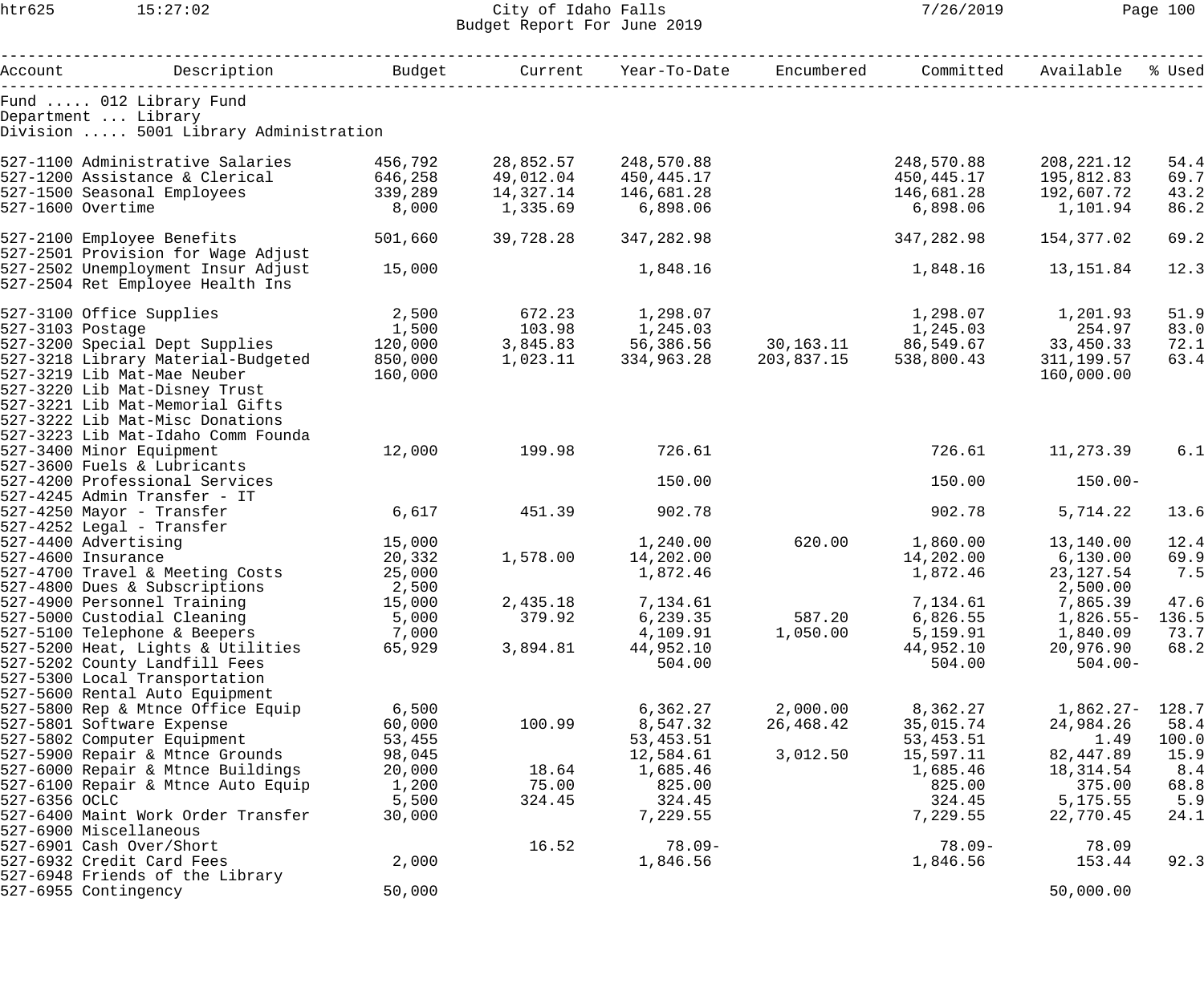City of Idaho Falls
Budget Report For June 2019

Fund ..... 012 Library Fund
Department ... Library
Division ..... 5001 Library Administration

| Account | Description | Budget | Current | Year-To-Date | Encumbered | Committed | Available | % Used |
|---|---|---|---|---|---|---|---|---|
| 527-1100 | Administrative Salaries | 456,792 | 28,852.57 | 248,570.88 | | 248,570.88 | 208,221.12 | 54.4 |
| 527-1200 | Assistance & Clerical | 646,258 | 49,012.04 | 450,445.17 | | 450,445.17 | 195,812.83 | 69.7 |
| 527-1500 | Seasonal Employees | 339,289 | 14,327.14 | 146,681.28 | | 146,681.28 | 192,607.72 | 43.2 |
| 527-1600 | Overtime | 8,000 | 1,335.69 | 6,898.06 | | 6,898.06 | 1,101.94 | 86.2 |
| 527-2100 | Employee Benefits | 501,660 | 39,728.28 | 347,282.98 | | 347,282.98 | 154,377.02 | 69.2 |
| 527-2501 | Provision for Wage Adjust | | | | | | | |
| 527-2502 | Unemployment Insur Adjust | 15,000 | | 1,848.16 | | 1,848.16 | 13,151.84 | 12.3 |
| 527-2504 | Ret Employee Health Ins | | | | | | | |
| 527-3100 | Office Supplies | 2,500 | 672.23 | 1,298.07 | | 1,298.07 | 1,201.93 | 51.9 |
| 527-3103 | Postage | 1,500 | 103.98 | 1,245.03 | | 1,245.03 | 254.97 | 83.0 |
| 527-3200 | Special Dept Supplies | 120,000 | 3,845.83 | 56,386.56 | 30,163.11 | 86,549.67 | 33,450.33 | 72.1 |
| 527-3218 | Library Material-Budgeted | 850,000 | 1,023.11 | 334,963.28 | 203,837.15 | 538,800.43 | 311,199.57 | 63.4 |
| 527-3219 | Lib Mat-Mae Neuber | 160,000 | | | | | 160,000.00 | |
| 527-3220 | Lib Mat-Disney Trust | | | | | | | |
| 527-3221 | Lib Mat-Memorial Gifts | | | | | | | |
| 527-3222 | Lib Mat-Misc Donations | | | | | | | |
| 527-3223 | Lib Mat-Idaho Comm Founda | | | | | | | |
| 527-3400 | Minor Equipment | 12,000 | 199.98 | 726.61 | | 726.61 | 11,273.39 | 6.1 |
| 527-3600 | Fuels & Lubricants | | | | | | | |
| 527-4200 | Professional Services | | | 150.00 | | 150.00 | 150.00- | |
| 527-4245 | Admin Transfer - IT | | | | | | | |
| 527-4250 | Mayor - Transfer | 6,617 | 451.39 | 902.78 | | 902.78 | 5,714.22 | 13.6 |
| 527-4252 | Legal - Transfer | | | | | | | |
| 527-4400 | Advertising | 15,000 | | 1,240.00 | 620.00 | 1,860.00 | 13,140.00 | 12.4 |
| 527-4600 | Insurance | 20,332 | 1,578.00 | 14,202.00 | | 14,202.00 | 6,130.00 | 69.9 |
| 527-4700 | Travel & Meeting Costs | 25,000 | | 1,872.46 | | 1,872.46 | 23,127.54 | 7.5 |
| 527-4800 | Dues & Subscriptions | 2,500 | | | | | 2,500.00 | |
| 527-4900 | Personnel Training | 15,000 | 2,435.18 | 7,134.61 | | 7,134.61 | 7,865.39 | 47.6 |
| 527-5000 | Custodial Cleaning | 5,000 | 379.92 | 6,239.35 | 587.20 | 6,826.55 | 1,826.55- | 136.5 |
| 527-5100 | Telephone & Beepers | 7,000 | | 4,109.91 | 1,050.00 | 5,159.91 | 1,840.09 | 73.7 |
| 527-5200 | Heat, Lights & Utilities | 65,929 | 3,894.81 | 44,952.10 | | 44,952.10 | 20,976.90 | 68.2 |
| 527-5202 | County Landfill Fees | | | 504.00 | | 504.00 | 504.00- | |
| 527-5300 | Local Transportation | | | | | | | |
| 527-5600 | Rental Auto Equipment | | | | | | | |
| 527-5800 | Rep & Mtnce Office Equip | 6,500 | | 6,362.27 | 2,000.00 | 8,362.27 | 1,862.27- | 128.7 |
| 527-5801 | Software Expense | 60,000 | 100.99 | 8,547.32 | 26,468.42 | 35,015.74 | 24,984.26 | 58.4 |
| 527-5802 | Computer Equipment | 53,455 | | 53,453.51 | | 53,453.51 | 1.49 | 100.0 |
| 527-5900 | Repair & Mtnce Grounds | 98,045 | | 12,584.61 | 3,012.50 | 15,597.11 | 82,447.89 | 15.9 |
| 527-6000 | Repair & Mtnce Buildings | 20,000 | 18.64 | 1,685.46 | | 1,685.46 | 18,314.54 | 8.4 |
| 527-6100 | Repair & Mtnce Auto Equip | 1,200 | 75.00 | 825.00 | | 825.00 | 375.00 | 68.8 |
| 527-6356 | OCLC | 5,500 | 324.45 | 324.45 | | 324.45 | 5,175.55 | 5.9 |
| 527-6400 | Maint Work Order Transfer | 30,000 | | 7,229.55 | | 7,229.55 | 22,770.45 | 24.1 |
| 527-6900 | Miscellaneous | | | | | | | |
| 527-6901 | Cash Over/Short | | 16.52 | 78.09- | | 78.09- | 78.09 | |
| 527-6932 | Credit Card Fees | 2,000 | | 1,846.56 | | 1,846.56 | 153.44 | 92.3 |
| 527-6948 | Friends of the Library | | | | | | | |
| 527-6955 | Contingency | 50,000 | | | | | 50,000.00 | |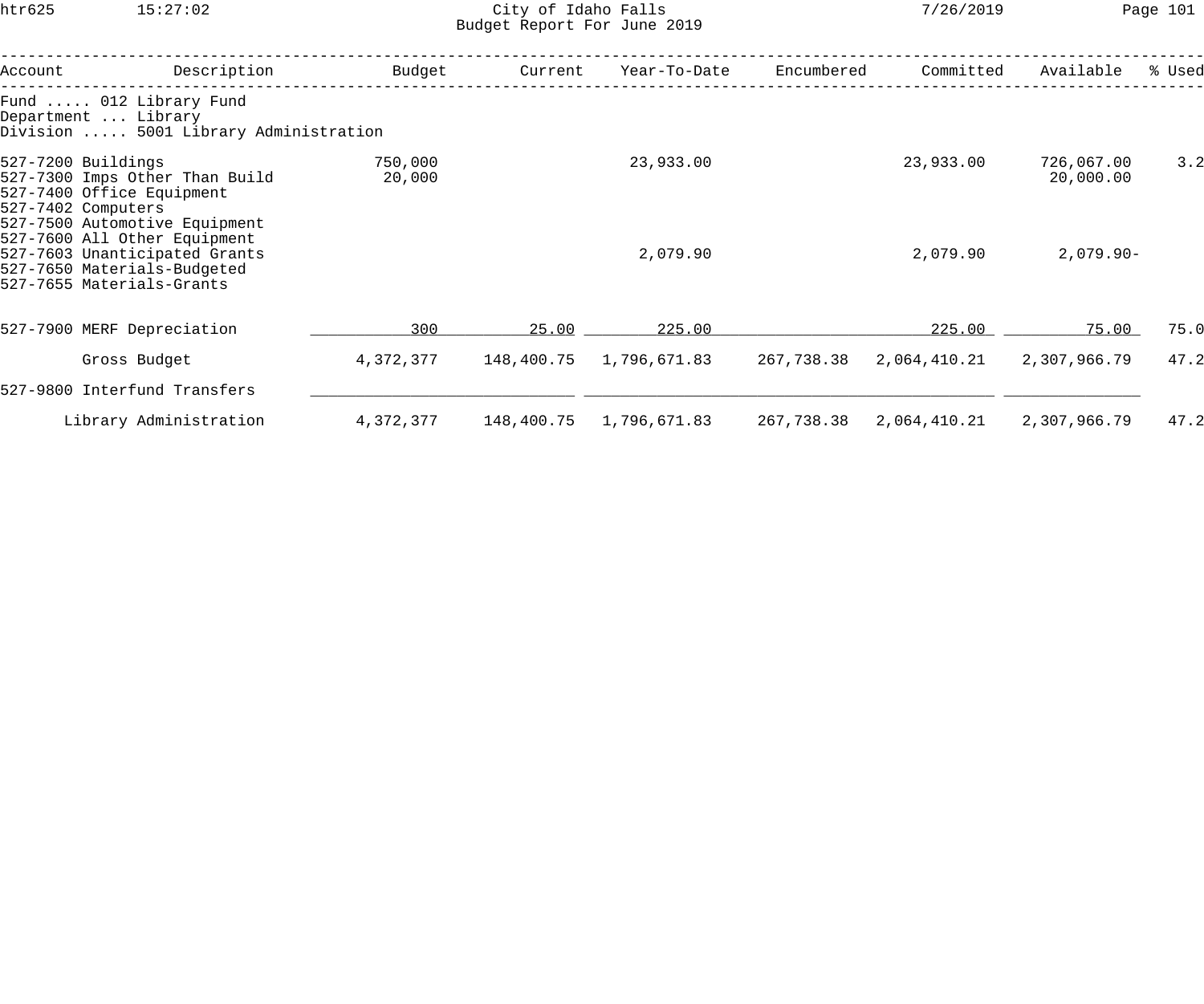City of Idaho Falls
Budget Report For June 2019

Fund ..... 012 Library Fund
Department ... Library
Division ..... 5001 Library Administration

| Account | Description | Budget | Current | Year-To-Date | Encumbered | Committed | Available | % Used |
|---|---|---|---|---|---|---|---|---|
| 527-7200 | Buildings | 750,000 | | 23,933.00 | | 23,933.00 | 726,067.00 | 3.2 |
| 527-7300 | Imps Other Than Build | 20,000 | | | | | 20,000.00 | |
| 527-7400 | Office Equipment | | | | | | | |
| 527-7402 | Computers | | | | | | | |
| 527-7500 | Automotive Equipment | | | | | | | |
| 527-7600 | All Other Equipment | | | | | | | |
| 527-7603 | Unanticipated Grants | | | 2,079.90 | | 2,079.90 | 2,079.90- | |
| 527-7650 | Materials-Budgeted | | | | | | | |
| 527-7655 | Materials-Grants | | | | | | | |
| 527-7900 | MERF Depreciation | 300 | 25.00 | 225.00 | | 225.00 | 75.00 | 75.0 |
| | Gross Budget | 4,372,377 | 148,400.75 | 1,796,671.83 | 267,738.38 | 2,064,410.21 | 2,307,966.79 | 47.2 |
| 527-9800 | Interfund Transfers | | | | | | | |
| | Library Administration | 4,372,377 | 148,400.75 | 1,796,671.83 | 267,738.38 | 2,064,410.21 | 2,307,966.79 | 47.2 |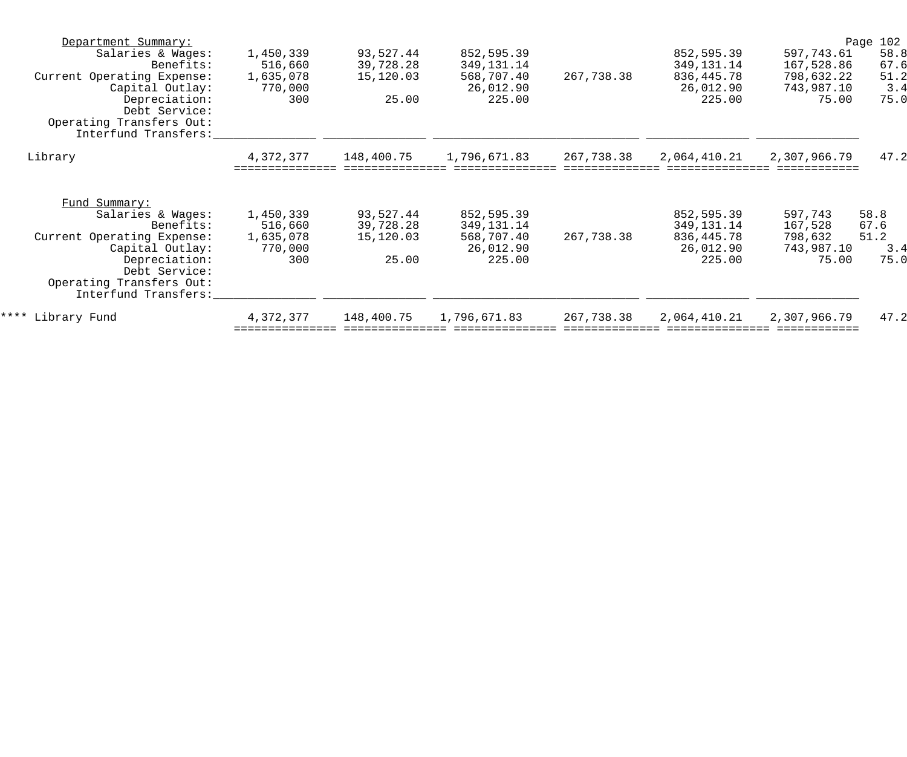| | | | | | | | |
|---|---|---|---|---|---|---|---|
| **Department Summary:** | | | | | | | |
| Salaries & Wages: | 1,450,339 | 93,527.44 | 852,595.39 | | 852,595.39 | 597,743.61 | 58.8 |
| Benefits: | 516,660 | 39,728.28 | 349,131.14 | | 349,131.14 | 167,528.86 | 67.6 |
| Current Operating Expense: | 1,635,078 | 15,120.03 | 568,707.40 | 267,738.38 | 836,445.78 | 798,632.22 | 51.2 |
| Capital Outlay: | 770,000 | | 26,012.90 | | 26,012.90 | 743,987.10 | 3.4 |
| Depreciation: | 300 | 25.00 | 225.00 | | 225.00 | 75.00 | 75.0 |
| Debt Service: | | | | | | | |
| Operating Transfers Out: | | | | | | | |
| Interfund Transfers: | | | | | | | |
| Library | 4,372,377 | 148,400.75 | 1,796,671.83 | 267,738.38 | 2,064,410.21 | 2,307,966.79 | 47.2 |
| **Fund Summary:** | | | | | | | |
| Salaries & Wages: | 1,450,339 | 93,527.44 | 852,595.39 | | 852,595.39 | 597,743 | 58.8 |
| Benefits: | 516,660 | 39,728.28 | 349,131.14 | | 349,131.14 | 167,528 | 67.6 |
| Current Operating Expense: | 1,635,078 | 15,120.03 | 568,707.40 | 267,738.38 | 836,445.78 | 798,632 | 51.2 |
| Capital Outlay: | 770,000 | | 26,012.90 | | 26,012.90 | 743,987.10 | 3.4 |
| Depreciation: | 300 | 25.00 | 225.00 | | 225.00 | 75.00 | 75.0 |
| Debt Service: | | | | | | | |
| Operating Transfers Out: | | | | | | | |
| Interfund Transfers: | | | | | | | |
| **** Library Fund | 4,372,377 | 148,400.75 | 1,796,671.83 | 267,738.38 | 2,064,410.21 | 2,307,966.79 | 47.2 |